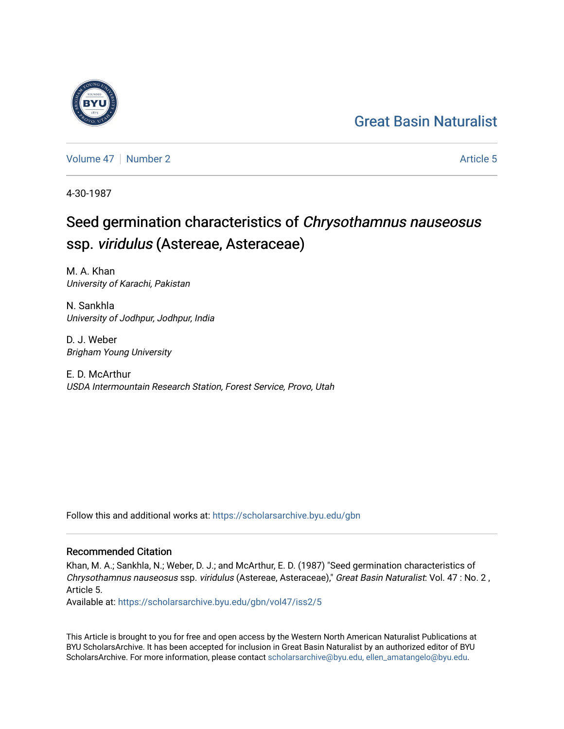Great Basin Naturalist

Volume 47 | Number 2 | Article 5

4-30-1987

# Seed germination characteristics of *Chrysothamnus nauseosus* ssp. *viridulus* (Astereae, Asteraceae)

M. A. Khan
*University of Karachi, Pakistan*

N. Sankhla
*University of Jodhpur, Jodhpur, India*

D. J. Weber
*Brigham Young University*

E. D. McArthur
*USDA Intermountain Research Station, Forest Service, Provo, Utah*

Follow this and additional works at: https://scholarsarchive.byu.edu/gbn

## Recommended Citation

Khan, M. A.; Sankhla, N.; Weber, D. J.; and McArthur, E. D. (1987) "Seed germination characteristics of *Chrysothamnus nauseosus* ssp. *viridulus* (Astereae, Asteraceae)," *Great Basin Naturalist*: Vol. 47 : No. 2 , Article 5.
Available at: https://scholarsarchive.byu.edu/gbn/vol47/iss2/5

This Article is brought to you for free and open access by the Western North American Naturalist Publications at BYU ScholarsArchive. It has been accepted for inclusion in Great Basin Naturalist by an authorized editor of BYU ScholarsArchive. For more information, please contact scholarsarchive@byu.edu, ellen_amatangelo@byu.edu.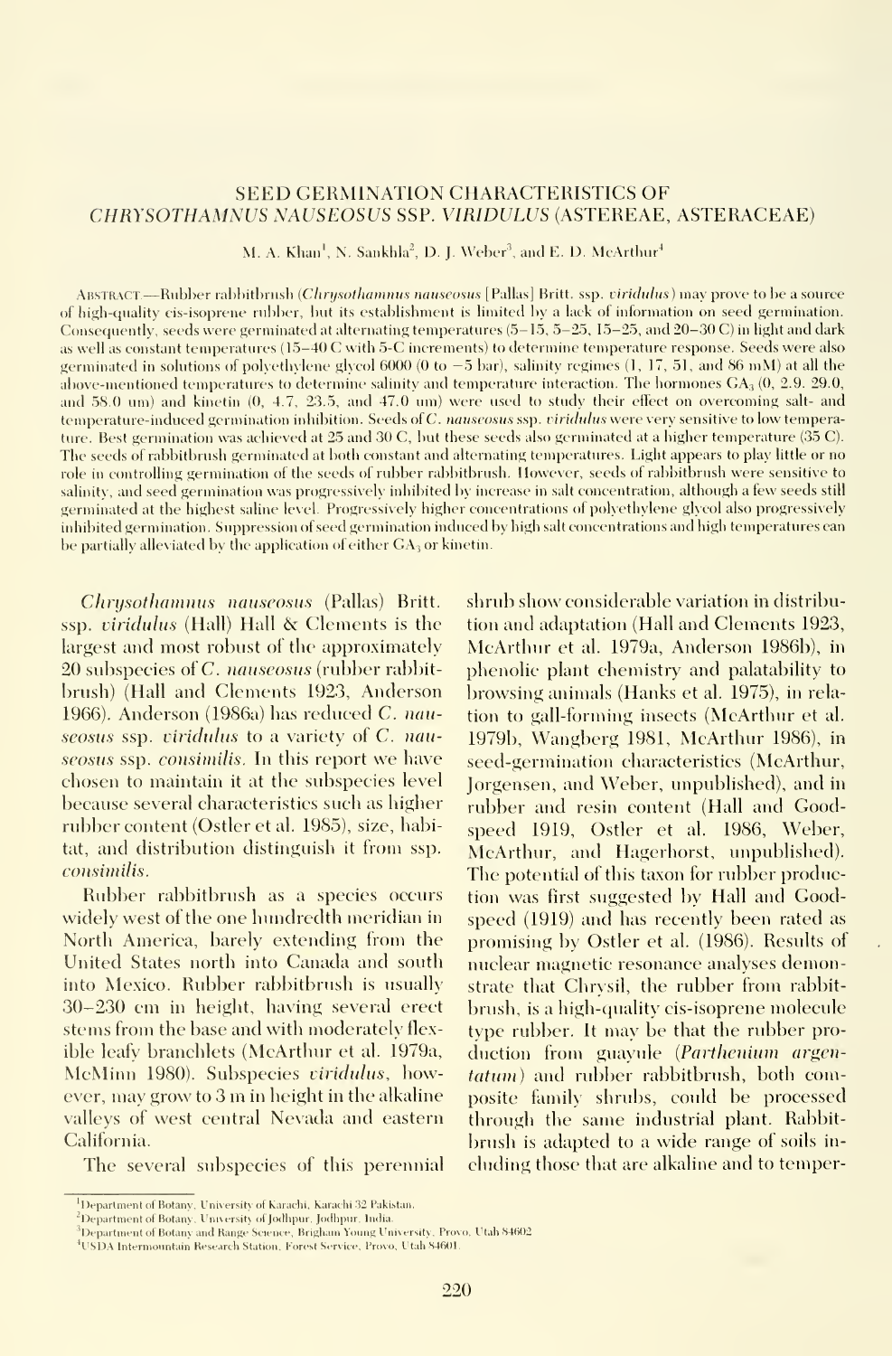# SEED GERMINATION CHARACTERISTICS OF *CHRYSOTHAMNUS NAUSEOSUS* SSP. *VIRIDULUS* (ASTEREAE, ASTERACEAE)

M. A. Khan[1], N. Sankhla[2], D. J. Weber[3], and E. D. McArthur[4]

Abstract.—Rubber rabbitbrush (*Chrysothamnus nauseosus* [Pallas] Britt. ssp. *viridulus*) may prove to be a source of high-quality cis-isoprene rubber, but its establishment is limited by a lack of information on seed germination. Consequently, seeds were germinated at alternating temperatures (5–15, 5–25, 15–25, and 20–30 C) in light and dark as well as constant temperatures (15–40 C with 5-C increments) to determine temperature response. Seeds were also germinated in solutions of polyethylene glycol 6000 (0 to −5 bar), salinity regimes (1, 17, 51, and 86 mM) at all the above-mentioned temperatures to determine salinity and temperature interaction. The hormones $GA_3$ (0, 2.9. 29.0, and 58.0 um) and kinetin (0, 4.7, 23.5, and 47.0 um) were used to study their effect on overcoming salt- and temperature-induced germination inhibition. Seeds of *C. nauseosus* ssp. *viridulus* were very sensitive to low temperature. Best germination was achieved at 25 and 30 C, but these seeds also germinated at a higher temperature (35 C). The seeds of rabbitbrush germinated at both constant and alternating temperatures. Light appears to play little or no role in controlling germination of the seeds of rubber rabbitbrush. However, seeds of rabbitbrush were sensitive to salinity, and seed germination was progressively inhibited by increase in salt concentration, although a few seeds still germinated at the highest saline level. Progressively higher concentrations of polyethylene glycol also progressively inhibited germination. Suppression of seed germination induced by high salt concentrations and high temperatures can be partially alleviated by the application of either $GA_3$ or kinetin.

*Chrysothamnus nauseosus* (Pallas) Britt. ssp. *viridulus* (Hall) Hall & Clements is the largest and most robust of the approximately 20 subspecies of *C. nauseosus* (rubber rabbitbrush) (Hall and Clements 1923, Anderson 1966). Anderson (1986a) has reduced *C. nauseosus* ssp. *viridulus* to a variety of *C. nauseosus* ssp. *consimilis*. In this report we have chosen to maintain it at the subspecies level because several characteristics such as higher rubber content (Ostler et al. 1985), size, habitat, and distribution distinguish it from ssp. *consimilis*.

Rubber rabbitbrush as a species occurs widely west of the one hundredth meridian in North America, barely extending from the United States north into Canada and south into Mexico. Rubber rabbitbrush is usually 30–230 cm in height, having several erect stems from the base and with moderately flexible leafy branchlets (McArthur et al. 1979a, McMinn 1980). Subspecies *viridulus*, however, may grow to 3 m in height in the alkaline valleys of west central Nevada and eastern California.

The several subspecies of this perennial shrub show considerable variation in distribution and adaptation (Hall and Clements 1923, McArthur et al. 1979a, Anderson 1986b), in phenolic plant chemistry and palatability to browsing animals (Hanks et al. 1975), in relation to gall-forming insects (McArthur et al. 1979b, Wangberg 1981, McArthur 1986), in seed-germination characteristics (McArthur, Jorgensen, and Weber, unpublished), and in rubber and resin content (Hall and Goodspeed 1919, Ostler et al. 1986, Weber, McArthur, and Hagerhorst, unpublished). The potential of this taxon for rubber production was first suggested by Hall and Goodspeed (1919) and has recently been rated as promising by Ostler et al. (1986). Results of nuclear magnetic resonance analyses demonstrate that Chrysil, the rubber from rabbitbrush, is a high-quality cis-isoprene molecule type rubber. It may be that the rubber production from guayule (*Parthenium argentatum*) and rubber rabbitbrush, both composite family shrubs, could be processed through the same industrial plant. Rabbitbrush is adapted to a wide range of soils including those that are alkaline and to temper-

[1]Department of Botany, University of Karachi, Karachi 32 Pakistan.

[2]Department of Botany, University of Jodhpur, Jodhpur, India.

[3]Department of Botany and Range Science, Brigham Young University, Provo, Utah 84602

[4]USDA Intermountain Research Station, Forest Service, Provo, Utah 84601.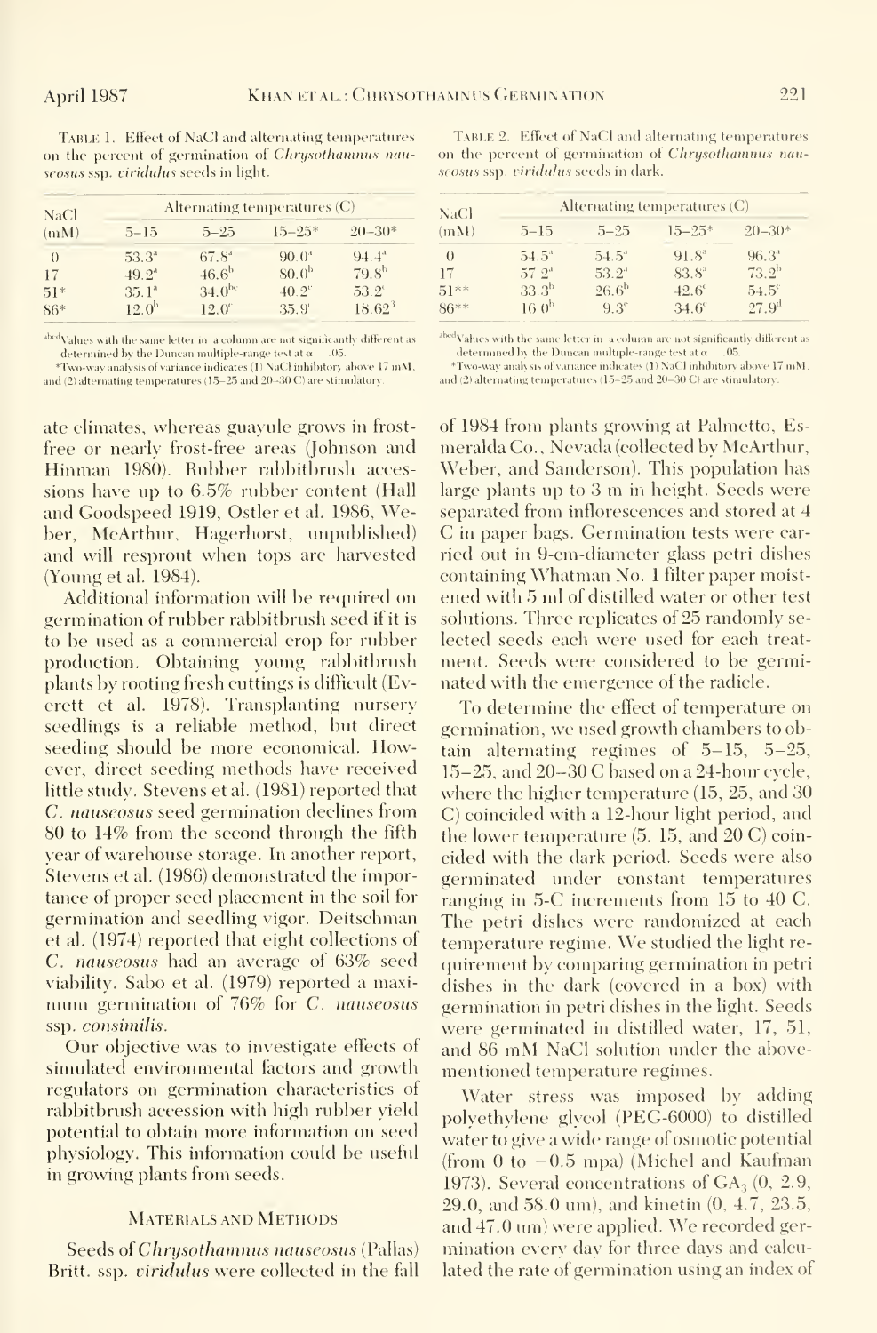Table 1. Effect of NaCl and alternating temperatures on the percent of germination of *Chrysothamnus nauseosus* ssp. *viridulus* seeds in light.

| NaCl (mM) | Alternating temperatures (C) | | | |
|---|---|---|---|---|
| | 5–15 | 5–25 | 15–25* | 20–30* |
| 0 | 53.3[a] | 67.8[a] | 90.0[a] | 94.4[a] |
| 17 | 49.2[a] | 46.6[b] | 80.0[b] | 79.8[b] |
| 51* | 35.1[a] | 34.0[bc] | 40.2[c] | 53.2[c] |
| 86* | 12.0[b] | 12.0[c] | 35.9[c] | 18.62[d] |

[abcd]Values with the same letter in a column are not significantly different as determined by the Duncan multiple-range test at α = .05.

*Two-way analysis of variance indicates (1) NaCl inhibitory above 17 mM, and (2) alternating temperatures (15–25 and 20–30 C) are stimulatory.

Table 2. Effect of NaCl and alternating temperatures on the percent of germination of *Chrysothamnus nauseosus* ssp. *viridulus* seeds in dark.

| NaCl (mM) | Alternating temperatures (C) | | | |
|---|---|---|---|---|
| | 5–15 | 5–25 | 15–25* | 20–30* |
| 0 | 54.5[a] | 54.5[a] | 91.8[a] | 96.3[a] |
| 17 | 57.2[a] | 53.2[a] | 83.8[a] | 73.2[b] |
| 51** | 33.3[b] | 26.6[b] | 42.6[c] | 54.5[c] |
| 86** | 16.0[b] | 9.3[c] | 34.6[c] | 27.9[d] |

[abcd]Values with the same letter in a column are not significantly different as determined by the Duncan multiple-range test at α = .05.

*Two-way analysis of variance indicates (1) NaCl inhibitory above 17 mM, and (2) alternating temperatures (15–25 and 20–30 C) are stimulatory.

ate climates, whereas guayule grows in frost-free or nearly frost-free areas (Johnson and Hinman 1980). Rubber rabbitbrush accessions have up to 6.5% rubber content (Hall and Goodspeed 1919, Ostler et al. 1986, Weber, McArthur, Hagerhorst, unpublished) and will resprout when tops are harvested (Young et al. 1984).

Additional information will be required on germination of rubber rabbitbrush seed if it is to be used as a commercial crop for rubber production. Obtaining young rabbitbrush plants by rooting fresh cuttings is difficult (Everett et al. 1978). Transplanting nursery seedlings is a reliable method, but direct seeding should be more economical. However, direct seeding methods have received little study. Stevens et al. (1981) reported that *C. nauseosus* seed germination declines from 80 to 14% from the second through the fifth year of warehouse storage. In another report, Stevens et al. (1986) demonstrated the importance of proper seed placement in the soil for germination and seedling vigor. Deitschman et al. (1974) reported that eight collections of *C. nauseosus* had an average of 63% seed viability. Sabo et al. (1979) reported a maximum germination of 76% for *C. nauseosus* ssp. *consimilis*.

Our objective was to investigate effects of simulated environmental factors and growth regulators on germination characteristics of rabbitbrush accession with high rubber yield potential to obtain more information on seed physiology. This information could be useful in growing plants from seeds.

## Materials and Methods

Seeds of *Chrysothamnus nauseosus* (Pallas) Britt. ssp. *viridulus* were collected in the fall of 1984 from plants growing at Palmetto, Esmeralda Co., Nevada (collected by McArthur, Weber, and Sanderson). This population has large plants up to 3 m in height. Seeds were separated from inflorescences and stored at 4 C in paper bags. Germination tests were carried out in 9-cm-diameter glass petri dishes containing Whatman No. 1 filter paper moistened with 5 ml of distilled water or other test solutions. Three replicates of 25 randomly selected seeds each were used for each treatment. Seeds were considered to be germinated with the emergence of the radicle.

To determine the effect of temperature on germination, we used growth chambers to obtain alternating regimes of 5–15, 5–25, 15–25, and 20–30 C based on a 24-hour cycle, where the higher temperature (15, 25, and 30 C) coincided with a 12-hour light period, and the lower temperature (5, 15, and 20 C) coincided with the dark period. Seeds were also germinated under constant temperatures ranging in 5-C increments from 15 to 40 C. The petri dishes were randomized at each temperature regime. We studied the light requirement by comparing germination in petri dishes in the dark (covered in a box) with germination in petri dishes in the light. Seeds were germinated in distilled water, 17, 51, and 86 mM NaCl solution under the above-mentioned temperature regimes.

Water stress was imposed by adding polyethylene glycol (PEG-6000) to distilled water to give a wide range of osmotic potential (from 0 to −0.5 mpa) (Michel and Kaufman 1973). Several concentrations of $GA_3$ (0, 2.9, 29.0, and 58.0 um), and kinetin (0, 4.7, 23.5, and 47.0 um) were applied. We recorded germination every day for three days and calculated the rate of germination using an index of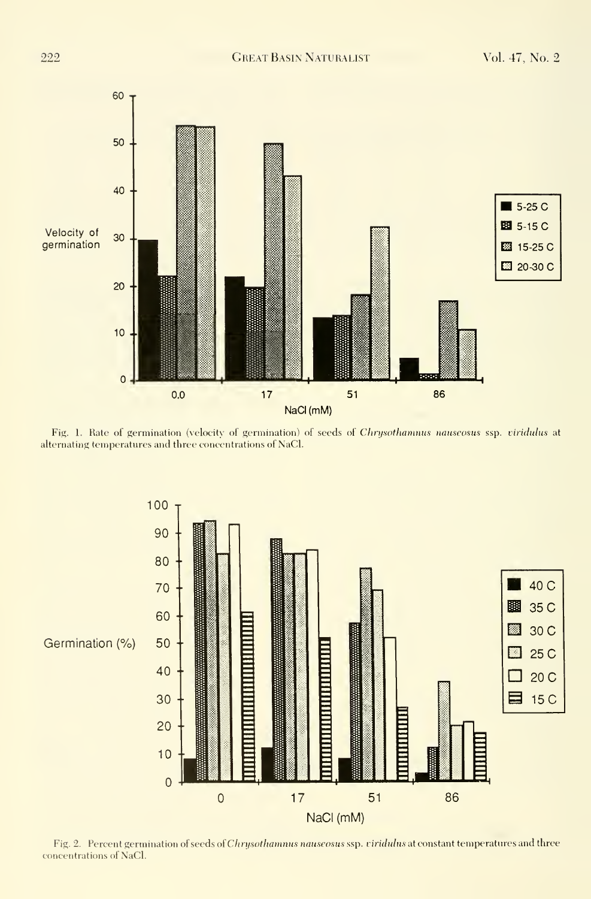Fig. 1. Rate of germination (velocity of germination) of seeds of *Chrysothamnus nauseosus* ssp. *viridulus* at alternating temperatures and three concentrations of NaCl.

Fig. 2. Percent germination of seeds of *Chrysothamnus nauseosus* ssp. *viridulus* at constant temperatures and three concentrations of NaCl.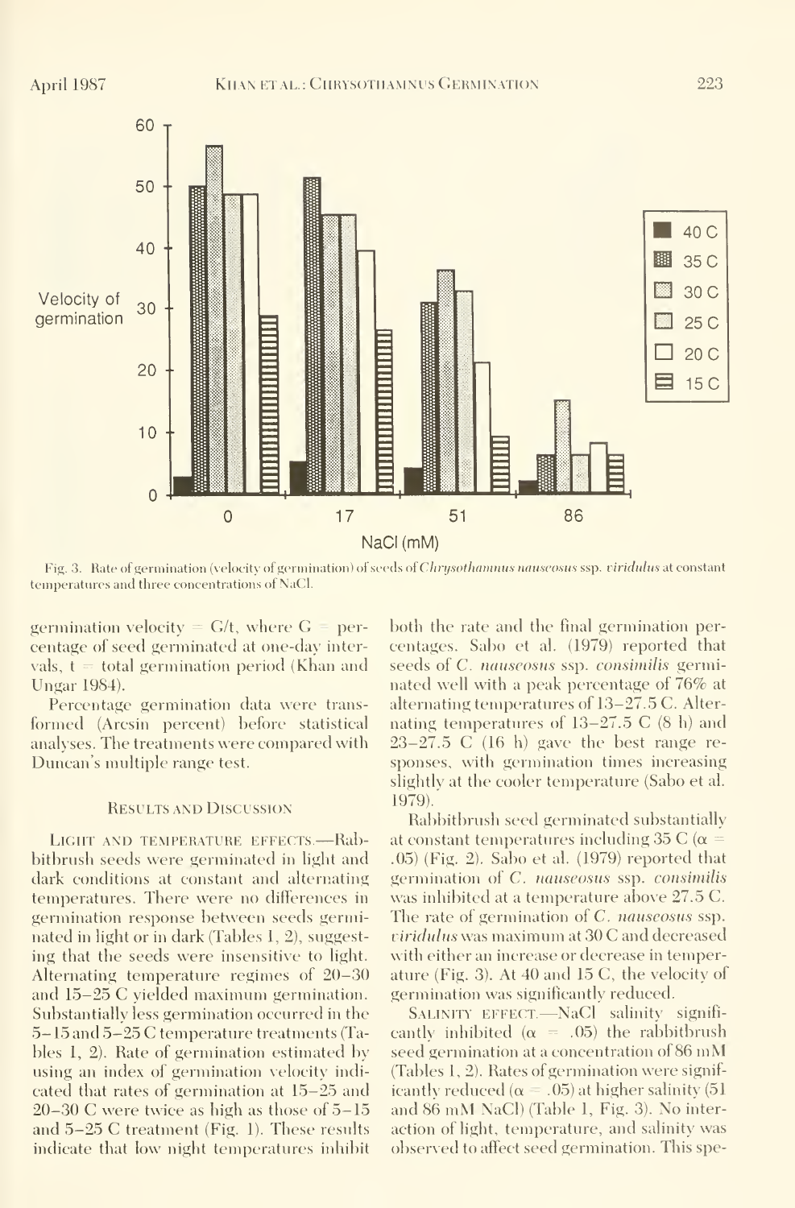Fig. 3. Rate of germination (velocity of germination) of seeds of *Chrysothamnus nauseosus* ssp. *viridulus* at constant temperatures and three concentrations of NaCl.

germination velocity = G/t, where G = percentage of seed germinated at one-day intervals, t = total germination period (Khan and Ungar 1984).

Percentage germination data were transformed (Arcsin percent) before statistical analyses. The treatments were compared with Duncan's multiple range test.

## Results and Discussion

Light and temperature effects.—Rabbitbrush seeds were germinated in light and dark conditions at constant and alternating temperatures. There were no differences in germination response between seeds germinated in light or in dark (Tables 1, 2), suggesting that the seeds were insensitive to light. Alternating temperature regimes of 20–30 and 15–25 C yielded maximum germination. Substantially less germination occurred in the 5–15 and 5–25 C temperature treatments (Tables 1, 2). Rate of germination estimated by using an index of germination velocity indicated that rates of germination at 15–25 and 20–30 C were twice as high as those of 5–15 and 5–25 C treatment (Fig. 1). These results indicate that low night temperatures inhibit both the rate and the final germination percentages. Sabo et al. (1979) reported that seeds of *C. nauseosus* ssp. *consimilis* germinated well with a peak percentage of 76% at alternating temperatures of 13–27.5 C. Alternating temperatures of 13–27.5 C (8 h) and 23–27.5 C (16 h) gave the best range responses, with germination times increasing slightly at the cooler temperature (Sabo et al. 1979).

Rabbitbrush seed germinated substantially at constant temperatures including 35 C ($\alpha$ = .05) (Fig. 2). Sabo et al. (1979) reported that germination of *C. nauseosus* ssp. *consimilis* was inhibited at a temperature above 27.5 C. The rate of germination of *C. nauseosus* ssp. *viridulus* was maximum at 30 C and decreased with either an increase or decrease in temperature (Fig. 3). At 40 and 15 C, the velocity of germination was significantly reduced.

Salinity effect.—NaCl salinity significantly inhibited ($\alpha$ = .05) the rabbitbrush seed germination at a concentration of 86 mM (Tables 1, 2). Rates of germination were significantly reduced ($\alpha$ = .05) at higher salinity (51 and 86 mM NaCl) (Table 1, Fig. 3). No interaction of light, temperature, and salinity was observed to affect seed germination. This spe-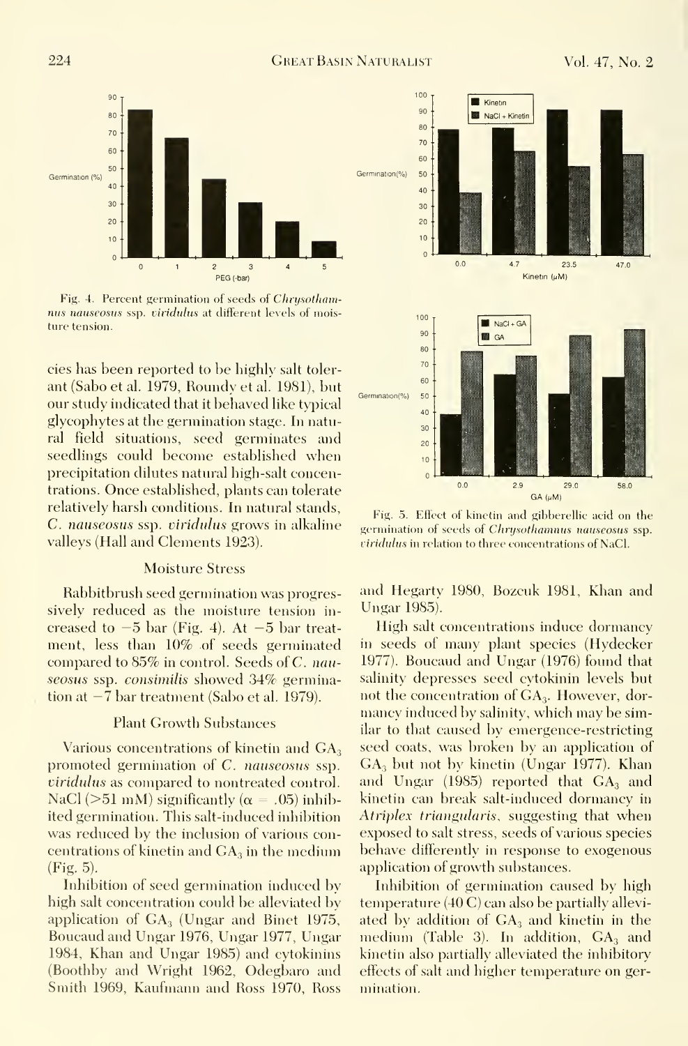Fig. 4. Percent germination of seeds of *Chrysothamnus nauseosus* ssp. *viridulus* at different levels of moisture tension.

cies has been reported to be highly salt tolerant (Sabo et al. 1979, Roundy et al. 1981), but our study indicated that it behaved like typical glycophytes at the germination stage. In natural field situations, seed germinates and seedlings could become established when precipitation dilutes natural high-salt concentrations. Once established, plants can tolerate relatively harsh conditions. In natural stands, *C. nauseosus* ssp. *viridulus* grows in alkaline valleys (Hall and Clements 1923).

## Moisture Stress

Rabbitbrush seed germination was progressively reduced as the moisture tension increased to −5 bar (Fig. 4). At −5 bar treatment, less than 10% of seeds germinated compared to 85% in control. Seeds of *C. nauseosus* ssp. *consimilis* showed 34% germination at −7 bar treatment (Sabo et al. 1979).

## Plant Growth Substances

Various concentrations of kinetin and $GA_3$ promoted germination of *C. nauseosus* ssp. *viridulus* as compared to nontreated control. NaCl (>51 mM) significantly ($\alpha = .05$) inhibited germination. This salt-induced inhibition was reduced by the inclusion of various concentrations of kinetin and $GA_3$ in the medium (Fig. 5).

Inhibition of seed germination induced by high salt concentration could be alleviated by application of $GA_3$ (Ungar and Binet 1975, Boucaud and Ungar 1976, Ungar 1977, Ungar 1984, Khan and Ungar 1985) and cytokinins (Boothby and Wright 1962, Odegbaro and Smith 1969, Kaufmann and Ross 1970, Ross and Hegarty 1980, Bozcuk 1981, Khan and Ungar 1985).

High salt concentrations induce dormancy in seeds of many plant species (Hydecker 1977). Boucaud and Ungar (1976) found that salinity depresses seed cytokinin levels but not the concentration of $GA_3$. However, dormancy induced by salinity, which may be similar to that caused by emergence-restricting seed coats, was broken by an application of $GA_3$ but not by kinetin (Ungar 1977). Khan and Ungar (1985) reported that $GA_3$ and kinetin can break salt-induced dormancy in *Atriplex triangularis*, suggesting that when exposed to salt stress, seeds of various species behave differently in response to exogenous application of growth substances.

Inhibition of germination caused by high temperature (40 C) can also be partially alleviated by addition of $GA_3$ and kinetin in the medium (Table 3). In addition, $GA_3$ and kinetin also partially alleviated the inhibitory effects of salt and higher temperature on germination.

Fig. 5. Effect of kinetin and gibberellic acid on the germination of seeds of *Chrysothamnus nauseosus* ssp. *viridulus* in relation to three concentrations of NaCl.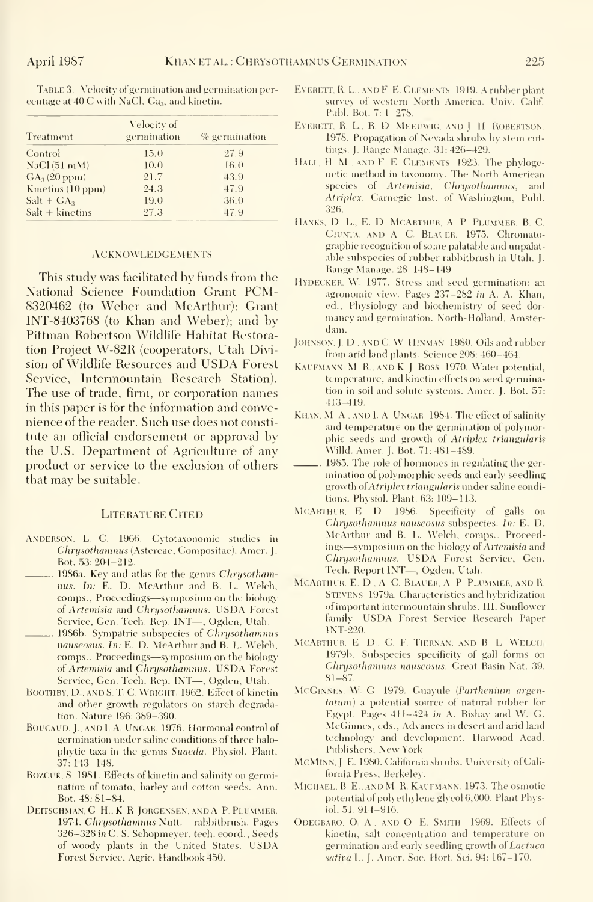TABLE 3. Velocity of germination and germination percentage at 40 C with NaCl, $GA_3$, and kinetin.

| Treatment | Velocity of germination | % germination |
|---|---|---|
| Control | 15.0 | 27.9 |
| NaCl (51 mM) | 10.0 | 16.0 |
| $GA_3$ (20 ppm) | 21.7 | 43.9 |
| Kinetins (10 ppm) | 24.3 | 47.9 |
| Salt + $GA_3$ | 19.0 | 36.0 |
| Salt + kinetins | 27.3 | 47.9 |

## ACKNOWLEDGEMENTS

This study was facilitated by funds from the National Science Foundation Grant PCM-8320462 (to Weber and McArthur); Grant INT-8403768 (to Khan and Weber); and by Pittman Robertson Wildlife Habitat Restoration Project W-82R (cooperators, Utah Division of Wildlife Resources and USDA Forest Service, Intermountain Research Station). The use of trade, firm, or corporation names in this paper is for the information and convenience of the reader. Such use does not constitute an official endorsement or approval by the U.S. Department of Agriculture of any product or service to the exclusion of others that may be suitable.

## LITERATURE CITED

ANDERSON, L. C. 1966. Cytotaxonomic studies in *Chrysothamnus* (Astereae, Compositae). Amer. J. Bot. 53: 204–212.

______. 1986a. Key and atlas for the genus *Chrysothamnus*. *In:* E. D. McArthur and B. L. Welch, comps., Proceedings—symposium on the biology of *Artemisia* and *Chrysothamnus*. USDA Forest Service, Gen. Tech. Rep. INT—, Ogden, Utah.

______. 1986b. Sympatric subspecies of *Chrysothamnus nauseosus*. *In:* E. D. McArthur and B. L. Welch, comps., Proceedings—symposium on the biology of *Artemisia* and *Chrysothamnus*. USDA Forest Service, Gen. Tech. Rep. INT—, Ogden, Utah.

BOOTHBY, D., AND S. T. C. WRIGHT. 1962. Effect of kinetin and other growth regulators on starch degradation. Nature 196: 389–390.

BOUCAUD, J., AND I. A. UNGAR. 1976. Hormonal control of germination under saline conditions of three halophytic taxa in the genus *Suaeda*. Physiol. Plant. 37: 143–148.

BOZCUK, S. 1981. Effects of kinetin and salinity on germination of tomato, barley and cotton seeds. Ann. Bot. 48: 81–84.

DEITSCHMAN, G. H., K. R. JORGENSEN, AND A. P. PLUMMER. 1974. *Chrysothamnus* Nutt.—rabbitbrush. Pages 326–328 *in* C. S. Schopmeyer, tech. coord., Seeds of woody plants in the United States. USDA Forest Service, Agric. Handbook 450.

EVERETT, R. L., AND F. E. CLEMENTS. 1919. A rubber plant survey of western North America. Univ. Calif. Publ. Bot. 7: 1–278.

EVERETT, R. L., R. D. MEEUWIG, AND J. H. ROBERTSON. 1978. Propagation of Nevada shrubs by stem cuttings. J. Range Manage. 31: 426–429.

HALL, H. M., AND F. E. CLEMENTS. 1923. The phylogenetic method in taxonomy. The North American species of *Artemisia*, *Chrysothamnus*, and *Atriplex*. Carnegie Inst. of Washington, Publ. 326.

HANKS, D. L., E. D. MCARTHUR, A. P. PLUMMER, B. C. GIUNTA, AND A. C. BLAUER. 1975. Chromatographic recognition of some palatable and unpalatable subspecies of rubber rabbitbrush in Utah. J. Range Manage. 28: 148–149.

HYDECKER, W. 1977. Stress and seed germination: an agronomic view. Pages 237–282 *in* A. A. Khan, ed., Physiology and biochemistry of seed dormancy and germination. North-Holland, Amsterdam.

JOHNSON, J. D., AND C. W. HINMAN. 1980. Oils and rubber from arid land plants. Science 208: 460–464.

KAUFMANN, M. R., AND K. J. ROSS. 1970. Water potential, temperature, and kinetin effects on seed germination in soil and solute systems. Amer. J. Bot. 57: 413–419.

KHAN, M. A., AND I. A. UNGAR. 1984. The effect of salinity and temperature on the germination of polymorphic seeds and growth of *Atriplex triangularis* Willd. Amer. J. Bot. 71: 481–489.

______. 1985. The role of hormones in regulating the germination of polymorphic seeds and early seedling growth of *Atriplex triangularis* under saline conditions. Physiol. Plant. 63: 109–113.

MCARTHUR, E. D. 1986. Specificity of galls on *Chrysothamnus nauseosus* subspecies. *In:* E. D. McArthur and B. L. Welch, comps., Proceedings—symposium on the biology of *Artemisia* and *Chrysothamnus*. USDA Forest Service, Gen. Tech. Report INT—, Ogden, Utah.

MCARTHUR, E. D., A. C. BLAUER, A. P. PLUMMER, AND R. STEVENS. 1979a. Characteristics and hybridization of important intermountain shrubs. III. Sunflower family. USDA Forest Service Research Paper INT-220.

MCARTHUR, E. D., C. F. TIERNAN, AND B. L. WELCH. 1979b. Subspecies specificity of gall forms on *Chrysothamnus nauseosus*. Great Basin Nat. 39: 81–87.

MCGINNES, W. G. 1979. Guayule (*Parthenium argentatum*) a potential source of natural rubber for Egypt. Pages 411–424 *in* A. Bishay and W. G. McGinnes, eds., Advances in desert and arid land technology and development. Harwood Acad. Publishers, New York.

MCMINN, J. E. 1980. California shrubs. University of California Press, Berkeley.

MICHAEL, B. E., AND M. R. KAUFMANN. 1973. The osmotic potential of polyethylene glycol 6,000. Plant Physiol. 51: 914–916.

ODEGBARO, O. A., AND O. E. SMITH. 1969. Effects of kinetin, salt concentration and temperature on germination and early seedling growth of *Lactuca sativa* L. J. Amer. Soc. Hort. Sci. 94: 167–170.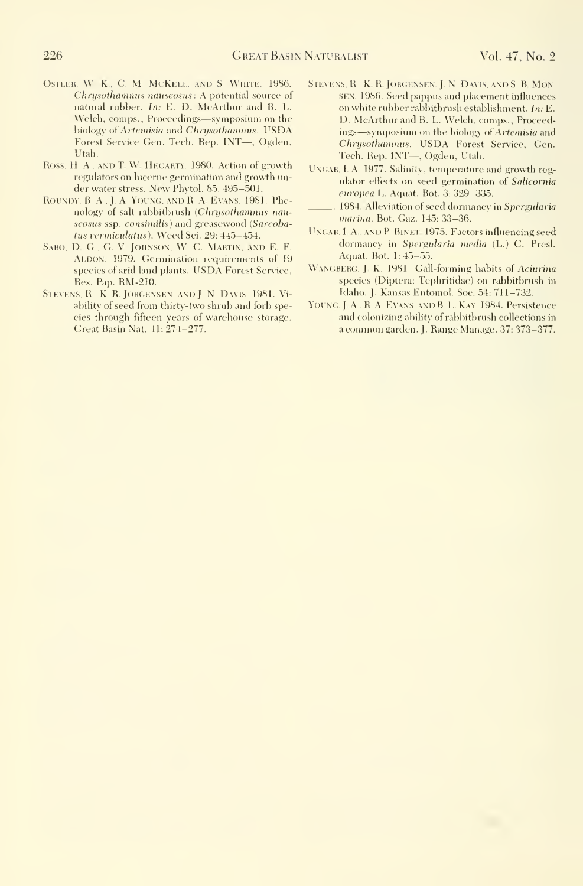Ostler, W. K., C. M. McKell, and S. White. 1986. *Chrysothamnus nauseosus*: A potential source of natural rubber. *In:* E. D. McArthur and B. L. Welch, comps., Proceedings—symposium on the biology of *Artemisia* and *Chrysothamnus*. USDA Forest Service Gen. Tech. Rep. INT—, Ogden, Utah.

Ross, H. A., and T. W. Hegarty. 1980. Action of growth regulators on lucerne germination and growth under water stress. New Phytol. 85: 495–501.

Roundy, B. A., J. A. Young, and R. A. Evans. 1981. Phenology of salt rabbitbrush (*Chrysothamnus nauseosus* ssp. *consimilis*) and greasewood (*Sarcobatus vermiculatus*). Weed Sci. 29: 445–454.

Sabo, D. G., G. V. Johnson, W. C. Martin, and E. F. Aldon. 1979. Germination requirements of 19 species of arid land plants. USDA Forest Service, Res. Pap. RM-210.

Stevens, R., K. R. Jorgensen, and J. N. Davis. 1981. Viability of seed from thirty-two shrub and forb species through fifteen years of warehouse storage. Great Basin Nat. 41: 274–277.

Stevens, R., K. R. Jorgensen, J. N. Davis, and S. B. Monsen. 1986. Seed pappus and placement influences on white rubber rabbitbrush establishment. *In:* E. D. McArthur and B. L. Welch, comps., Proceedings—symposium on the biology of *Artemisia* and *Chrysothamnus*. USDA Forest Service, Gen. Tech. Rep. INT—, Ogden, Utah.

Ungar, I. A. 1977. Salinity, temperature and growth regulator effects on seed germination of *Salicornia europea* L. Aquat. Bot. 3: 329–335.

\_\_\_\_\_. 1984. Alleviation of seed dormancy in *Spergularia marina*. Bot. Gaz. 145: 33–36.

Ungar, I. A., and P. Binet. 1975. Factors influencing seed dormancy in *Spergularia media* (L.) C. Presl. Aquat. Bot. 1: 45–55.

Wangberg, J. K. 1981. Gall-forming habits of *Aciurina* species (Diptera: Tephritidae) on rabbitbrush in Idaho. J. Kansas Entomol. Soc. 54: 711–732.

Young, J. A., R. A. Evans, and B. L. Kay. 1984. Persistence and colonizing ability of rabbitbrush collections in a common garden. J. Range Manage. 37: 373–377.